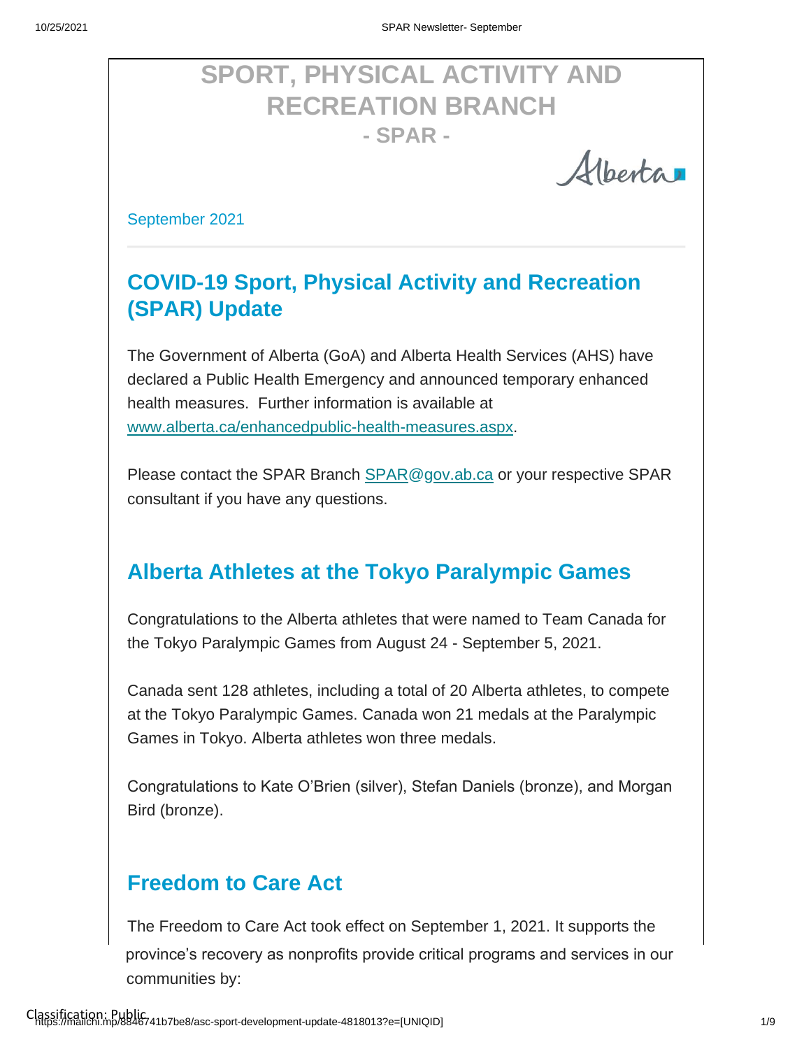# SPORT, PHYSICAL ACTIVITY AND RECREATION BRANCH

## - SPAR -

Alberta

September 2021

## COVID-19 Sport, Physical Activity and Recreation (SPAR) Update

The Government of Alberta (GoA) and Alberta Health Services (AHS) have declared a Public Health Emergency and announced temporary enhanced health measures. Further information is available at www.alberta.ca/enhancedpublic-health-measures.aspx.

Please contact the SPAR Branch SPAR@gov.ab.ca or your respective SPAR consultant if you have any questions.

## Alberta Athletes at the Tokyo Paralympic Games

Congratulations to the Alberta athletes that were named to Team Canada for the Tokyo Paralympic Games from August 24 - September 5, 2021.

Canada sent 128 athletes, including a total of 20 Alberta athletes, to compete at the Tokyo Paralympic Games. Canada won 21 medals at the Paralympic Games in Tokyo. Alberta athletes won three medals.

Congratulations to Kate O'Brien (silver), Stefan Daniels (bronze), and Morgan Bird (bronze).

## Freedom to Care Act

The Freedom to Care Act took effect on September 1, 2021. It supports the province's recovery as nonprofits provide critical programs and services in our communities by: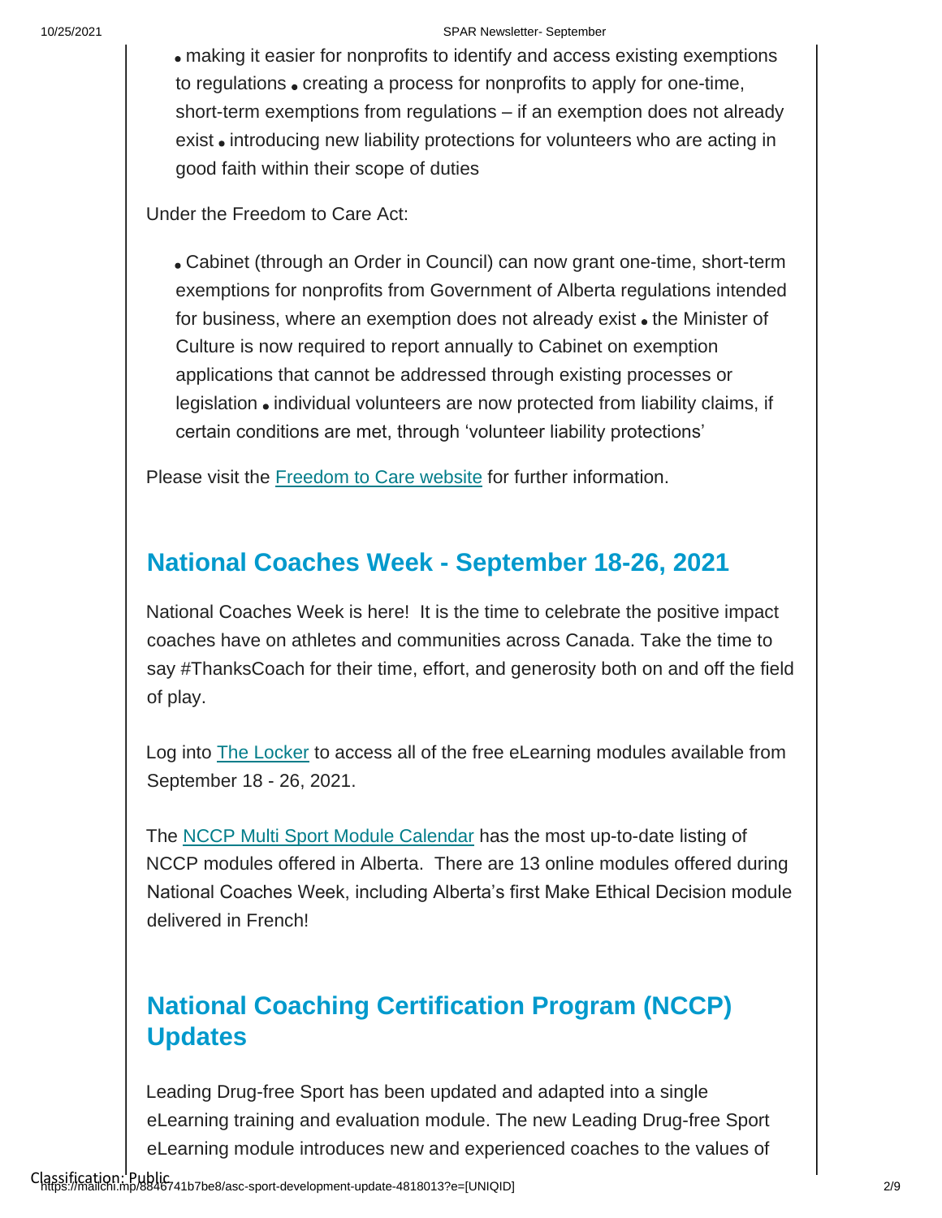- making it easier for nonprofits to identify and access existing exemptions to regulations
- creating a process for nonprofits to apply for one-time, short-term exemptions from regulations – if an exemption does not already exist
- introducing new liability protections for volunteers who are acting in good faith within their scope of duties

Under the Freedom to Care Act:

- Cabinet (through an Order in Council) can now grant one-time, short-term exemptions for nonprofits from Government of Alberta regulations intended for business, where an exemption does not already exist
- the Minister of Culture is now required to report annually to Cabinet on exemption applications that cannot be addressed through existing processes or legislation
- individual volunteers are now protected from liability claims, if certain conditions are met, through 'volunteer liability protections'

Please visit the Freedom to Care website for further information.

## National Coaches Week - September 18-26, 2021

National Coaches Week is here! It is the time to celebrate the positive impact coaches have on athletes and communities across Canada. Take the time to say #ThanksCoach for their time, effort, and generosity both on and off the field of play.

Log into The Locker to access all of the free eLearning modules available from September 18 - 26, 2021.

The NCCP Multi Sport Module Calendar has the most up-to-date listing of NCCP modules offered in Alberta. There are 13 online modules offered during National Coaches Week, including Alberta's first Make Ethical Decision module delivered in French!

## National Coaching Certification Program (NCCP) Updates

Leading Drug-free Sport has been updated and adapted into a single eLearning training and evaluation module. The new Leading Drug-free Sport eLearning module introduces new and experienced coaches to the values of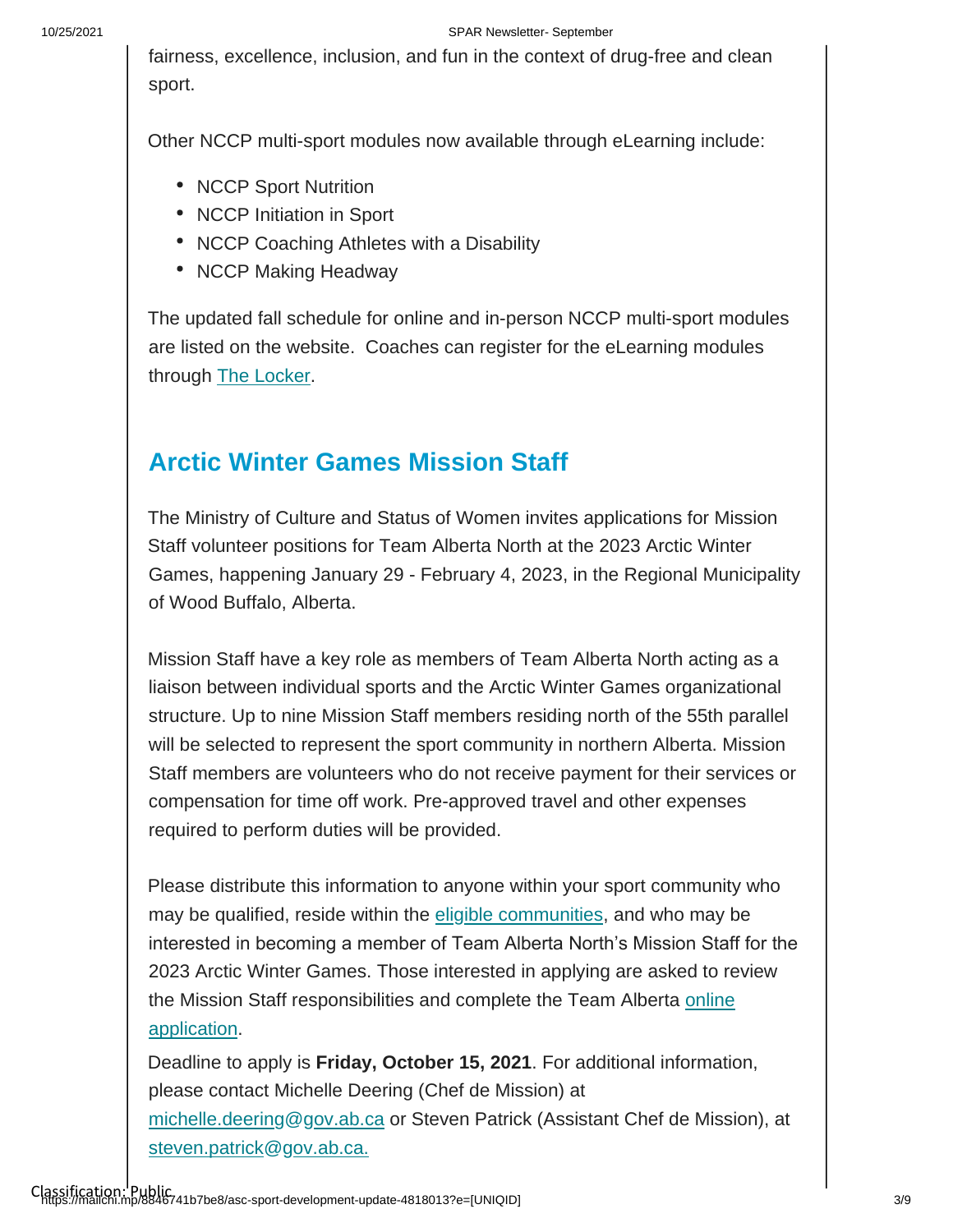fairness, excellence, inclusion, and fun in the context of drug-free and clean sport.

Other NCCP multi-sport modules now available through eLearning include:

- NCCP Sport Nutrition
- NCCP Initiation in Sport
- NCCP Coaching Athletes with a Disability
- NCCP Making Headway

The updated fall schedule for online and in-person NCCP multi-sport modules are listed on the website. Coaches can register for the eLearning modules through The Locker.

## Arctic Winter Games Mission Staff

The Ministry of Culture and Status of Women invites applications for Mission Staff volunteer positions for Team Alberta North at the 2023 Arctic Winter Games, happening January 29 - February 4, 2023, in the Regional Municipality of Wood Buffalo, Alberta.

Mission Staff have a key role as members of Team Alberta North acting as a liaison between individual sports and the Arctic Winter Games organizational structure. Up to nine Mission Staff members residing north of the 55th parallel will be selected to represent the sport community in northern Alberta. Mission Staff members are volunteers who do not receive payment for their services or compensation for time off work. Pre-approved travel and other expenses required to perform duties will be provided.

Please distribute this information to anyone within your sport community who may be qualified, reside within the eligible communities, and who may be interested in becoming a member of Team Alberta North's Mission Staff for the 2023 Arctic Winter Games. Those interested in applying are asked to review the Mission Staff responsibilities and complete the Team Alberta online application.

Deadline to apply is **Friday, October 15, 2021**. For additional information, please contact Michelle Deering (Chef de Mission) at michelle.deering@gov.ab.ca or Steven Patrick (Assistant Chef de Mission), at steven.patrick@gov.ab.ca.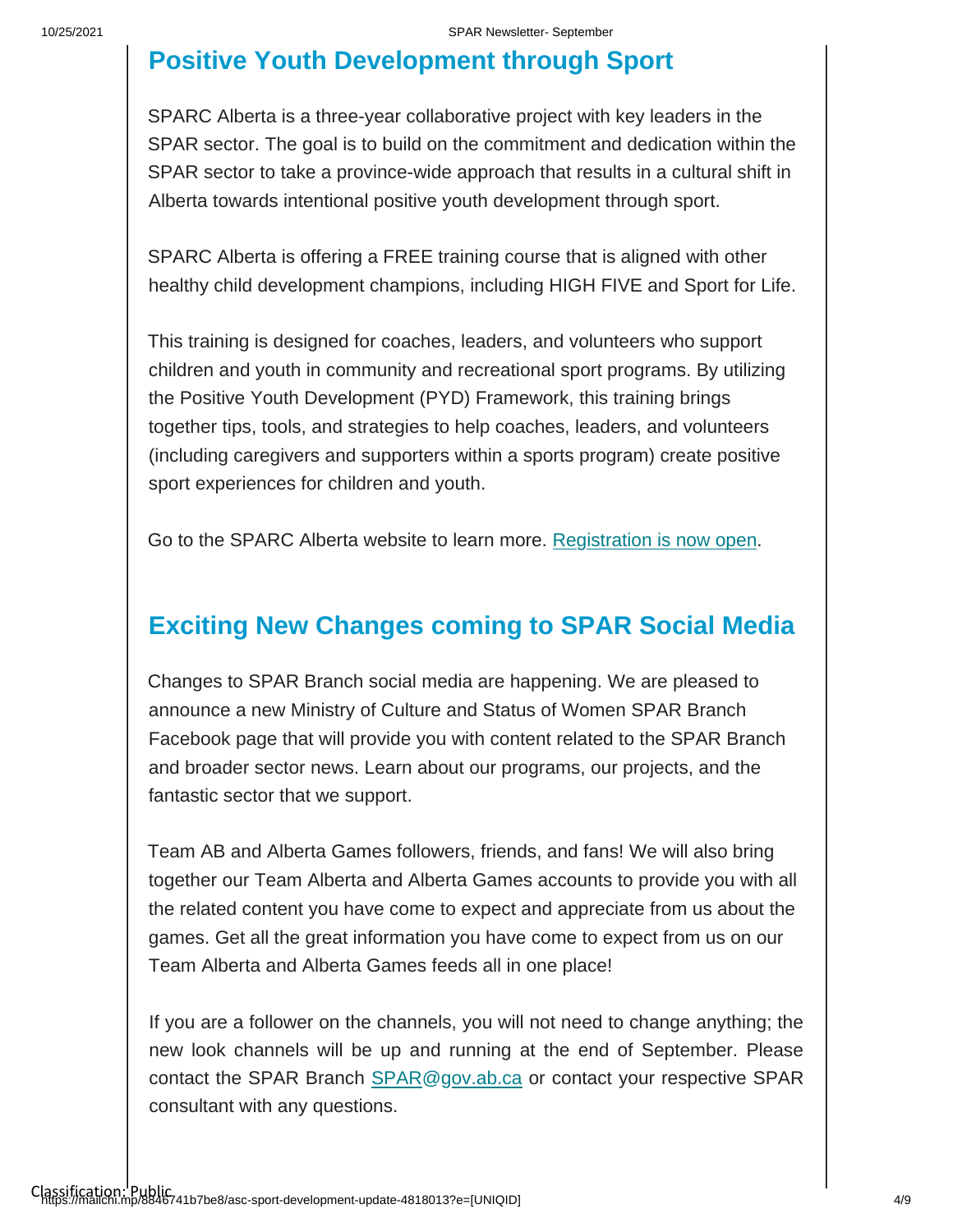## Positive Youth Development through Sport

SPARC Alberta is a three-year collaborative project with key leaders in the SPAR sector. The goal is to build on the commitment and dedication within the SPAR sector to take a province-wide approach that results in a cultural shift in Alberta towards intentional positive youth development through sport.

SPARC Alberta is offering a FREE training course that is aligned with other healthy child development champions, including HIGH FIVE and Sport for Life.

This training is designed for coaches, leaders, and volunteers who support children and youth in community and recreational sport programs. By utilizing the Positive Youth Development (PYD) Framework, this training brings together tips, tools, and strategies to help coaches, leaders, and volunteers (including caregivers and supporters within a sports program) create positive sport experiences for children and youth.

Go to the SPARC Alberta website to learn more. Registration is now open.

## Exciting New Changes coming to SPAR Social Media

Changes to SPAR Branch social media are happening. We are pleased to announce a new Ministry of Culture and Status of Women SPAR Branch Facebook page that will provide you with content related to the SPAR Branch and broader sector news. Learn about our programs, our projects, and the fantastic sector that we support.

Team AB and Alberta Games followers, friends, and fans! We will also bring together our Team Alberta and Alberta Games accounts to provide you with all the related content you have come to expect and appreciate from us about the games. Get all the great information you have come to expect from us on our Team Alberta and Alberta Games feeds all in one place!

If you are a follower on the channels, you will not need to change anything; the new look channels will be up and running at the end of September. Please contact the SPAR Branch SPAR@gov.ab.ca or contact your respective SPAR consultant with any questions.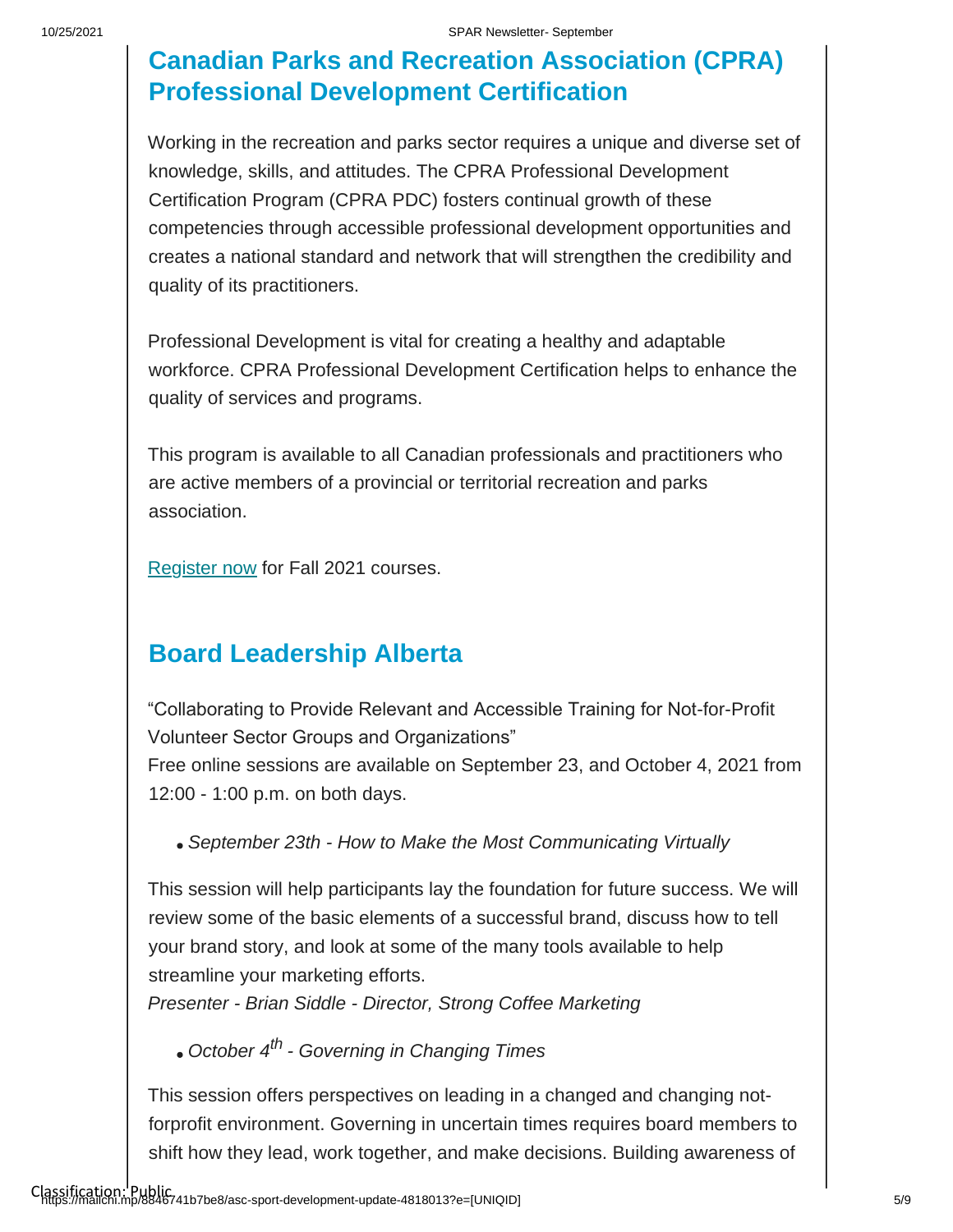## Canadian Parks and Recreation Association (CPRA) Professional Development Certification

Working in the recreation and parks sector requires a unique and diverse set of knowledge, skills, and attitudes. The CPRA Professional Development Certification Program (CPRA PDC) fosters continual growth of these competencies through accessible professional development opportunities and creates a national standard and network that will strengthen the credibility and quality of its practitioners.

Professional Development is vital for creating a healthy and adaptable workforce. CPRA Professional Development Certification helps to enhance the quality of services and programs.

This program is available to all Canadian professionals and practitioners who are active members of a provincial or territorial recreation and parks association.

Register now for Fall 2021 courses.

## Board Leadership Alberta

"Collaborating to Provide Relevant and Accessible Training for Not-for-Profit Volunteer Sector Groups and Organizations"
Free online sessions are available on September 23, and October 4, 2021 from 12:00 - 1:00 p.m. on both days.

- *September 23th - How to Make the Most Communicating Virtually*

This session will help participants lay the foundation for future success. We will review some of the basic elements of a successful brand, discuss how to tell your brand story, and look at some of the many tools available to help streamline your marketing efforts.
*Presenter - Brian Siddle - Director, Strong Coffee Marketing*

- *October 4th - Governing in Changing Times*

This session offers perspectives on leading in a changed and changing not-forprofit environment. Governing in uncertain times requires board members to shift how they lead, work together, and make decisions. Building awareness of

Classification: Public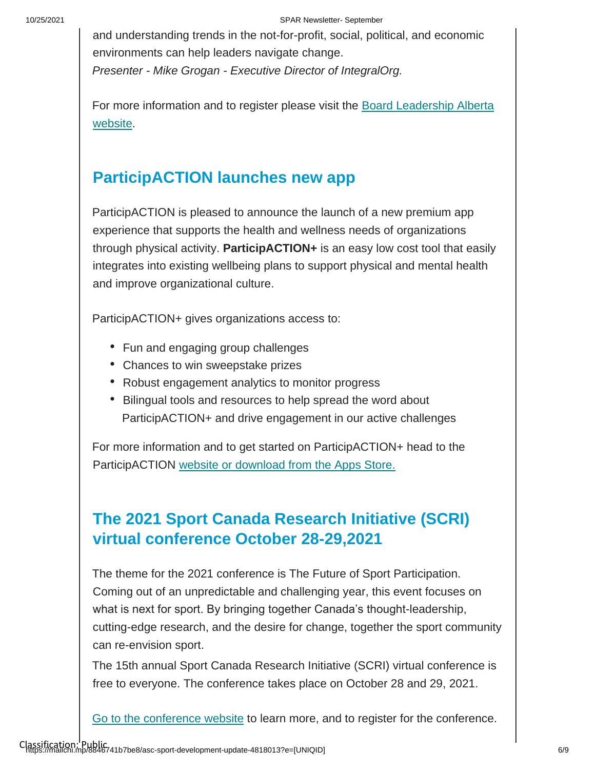and understanding trends in the not-for-profit, social, political, and economic environments can help leaders navigate change.
*Presenter - Mike Grogan - Executive Director of IntegralOrg.*

For more information and to register please visit the Board Leadership Alberta website.

## ParticipACTION launches new app

ParticipACTION is pleased to announce the launch of a new premium app experience that supports the health and wellness needs of organizations through physical activity. **ParticipACTION+** is an easy low cost tool that easily integrates into existing wellbeing plans to support physical and mental health and improve organizational culture.

ParticipACTION+ gives organizations access to:

- Fun and engaging group challenges
- Chances to win sweepstake prizes
- Robust engagement analytics to monitor progress
- Bilingual tools and resources to help spread the word about ParticipACTION+ and drive engagement in our active challenges

For more information and to get started on ParticipACTION+ head to the ParticipACTION website or download from the Apps Store.

## The 2021 Sport Canada Research Initiative (SCRI) virtual conference October 28-29,2021

The theme for the 2021 conference is The Future of Sport Participation. Coming out of an unpredictable and challenging year, this event focuses on what is next for sport. By bringing together Canada's thought-leadership, cutting-edge research, and the desire for change, together the sport community can re-envision sport.

The 15th annual Sport Canada Research Initiative (SCRI) virtual conference is free to everyone. The conference takes place on October 28 and 29, 2021.

Go to the conference website to learn more, and to register for the conference.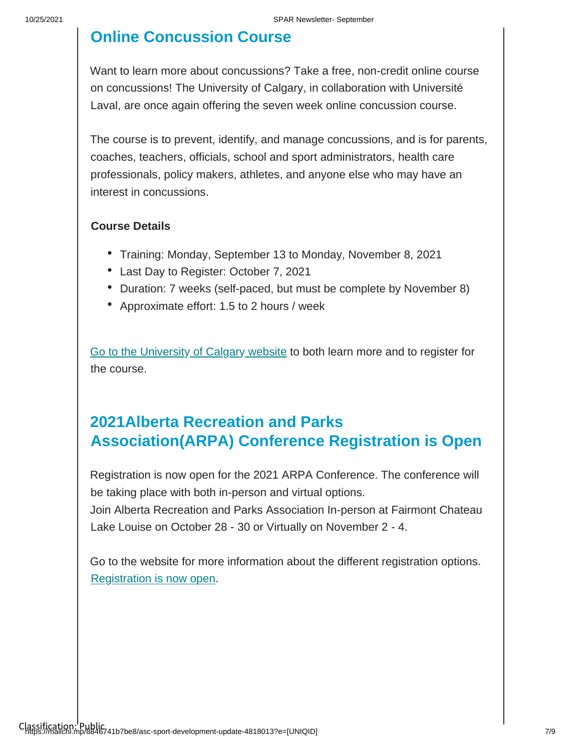## Online Concussion Course

Want to learn more about concussions? Take a free, non-credit online course on concussions! The University of Calgary, in collaboration with Université Laval, are once again offering the seven week online concussion course.

The course is to prevent, identify, and manage concussions, and is for parents, coaches, teachers, officials, school and sport administrators, health care professionals, policy makers, athletes, and anyone else who may have an interest in concussions.

**Course Details**

- Training: Monday, September 13 to Monday, November 8, 2021
- Last Day to Register: October 7, 2021
- Duration: 7 weeks (self-paced, but must be complete by November 8)
- Approximate effort: 1.5 to 2 hours / week

Go to the University of Calgary website to both learn more and to register for the course.

## 2021Alberta Recreation and Parks Association(ARPA) Conference Registration is Open

Registration is now open for the 2021 ARPA Conference. The conference will be taking place with both in-person and virtual options.
Join Alberta Recreation and Parks Association In-person at Fairmont Chateau Lake Louise on October 28 - 30 or Virtually on November 2 - 4.

Go to the website for more information about the different registration options. Registration is now open.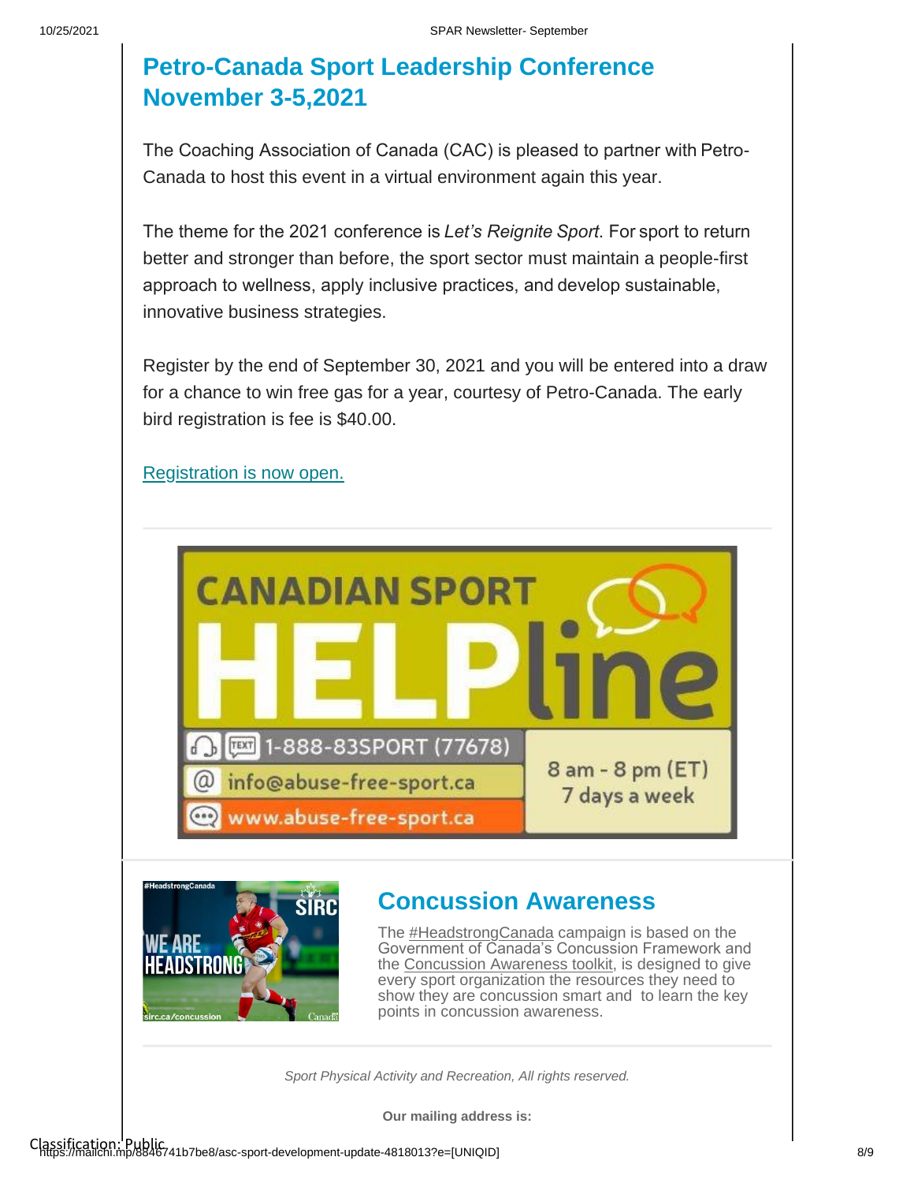## Petro-Canada Sport Leadership Conference November 3-5,2021

The Coaching Association of Canada (CAC) is pleased to partner with Petro-Canada to host this event in a virtual environment again this year.

The theme for the 2021 conference is *Let's Reignite Sport*. For sport to return better and stronger than before, the sport sector must maintain a people-first approach to wellness, apply inclusive practices, and develop sustainable, innovative business strategies.

Register by the end of September 30, 2021 and you will be entered into a draw for a chance to win free gas for a year, courtesy of Petro-Canada. The early bird registration is fee is $40.00.

Registration is now open.

---

CANADIAN SPORT HELPline

1-888-83SPORT (77678)

info@abuse-free-sport.ca

www.abuse-free-sport.ca

8 am - 8 pm (ET)
7 days a week

---

## Concussion Awareness

The #HeadstrongCanada campaign is based on the Government of Canada's Concussion Framework and the Concussion Awareness toolkit, is designed to give every sport organization the resources they need to show they are concussion smart and to learn the key points in concussion awareness.

---

*Sport Physical Activity and Recreation, All rights reserved.*

**Our mailing address is:**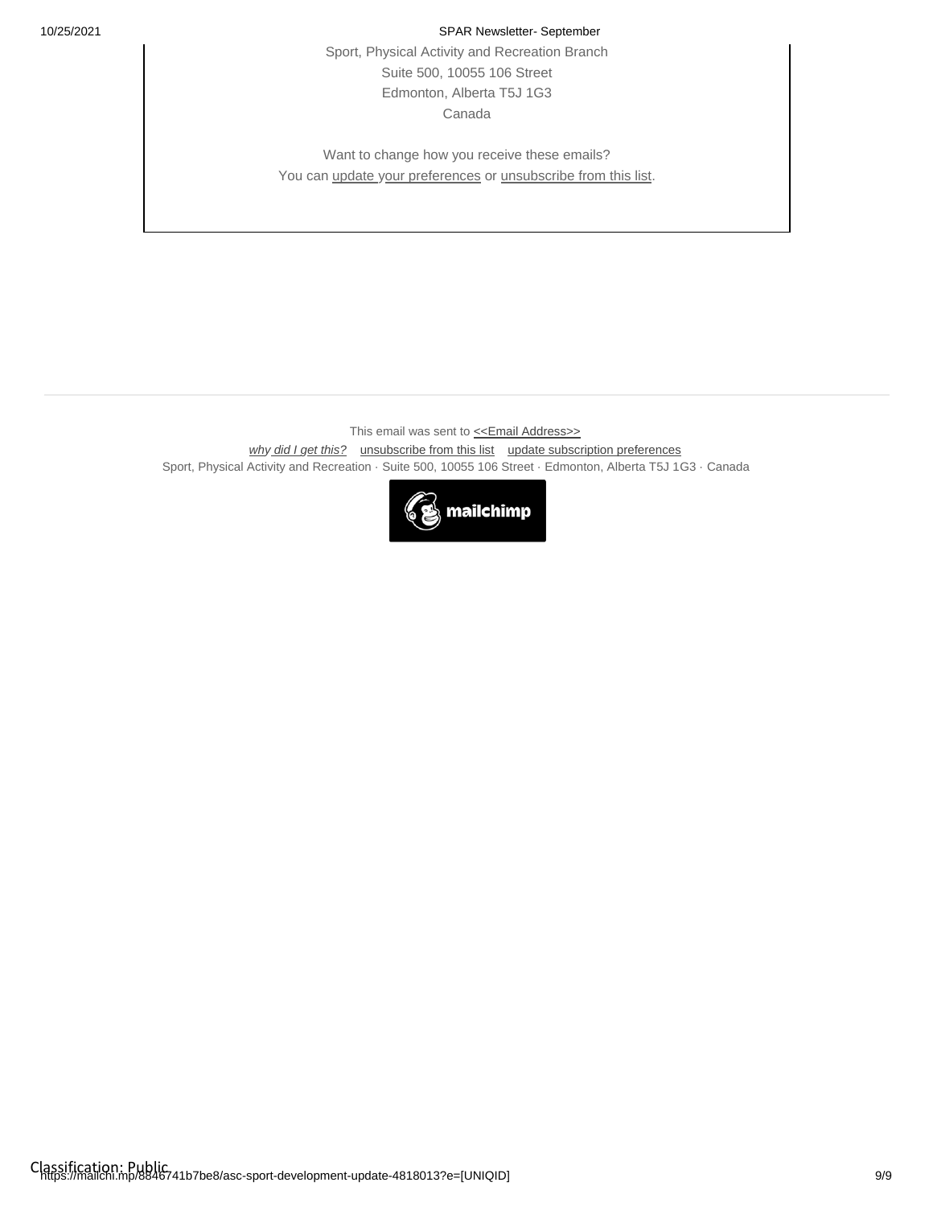Sport, Physical Activity and Recreation Branch
Suite 500, 10055 106 Street
Edmonton, Alberta T5J 1G3
Canada

Want to change how you receive these emails?
You can update your preferences or unsubscribe from this list.

This email was sent to <<Email Address>>

*why did I get this?* unsubscribe from this list update subscription preferences

Sport, Physical Activity and Recreation · Suite 500, 10055 106 Street · Edmonton, Alberta T5J 1G3 · Canada

mailchimp

Classification: Public